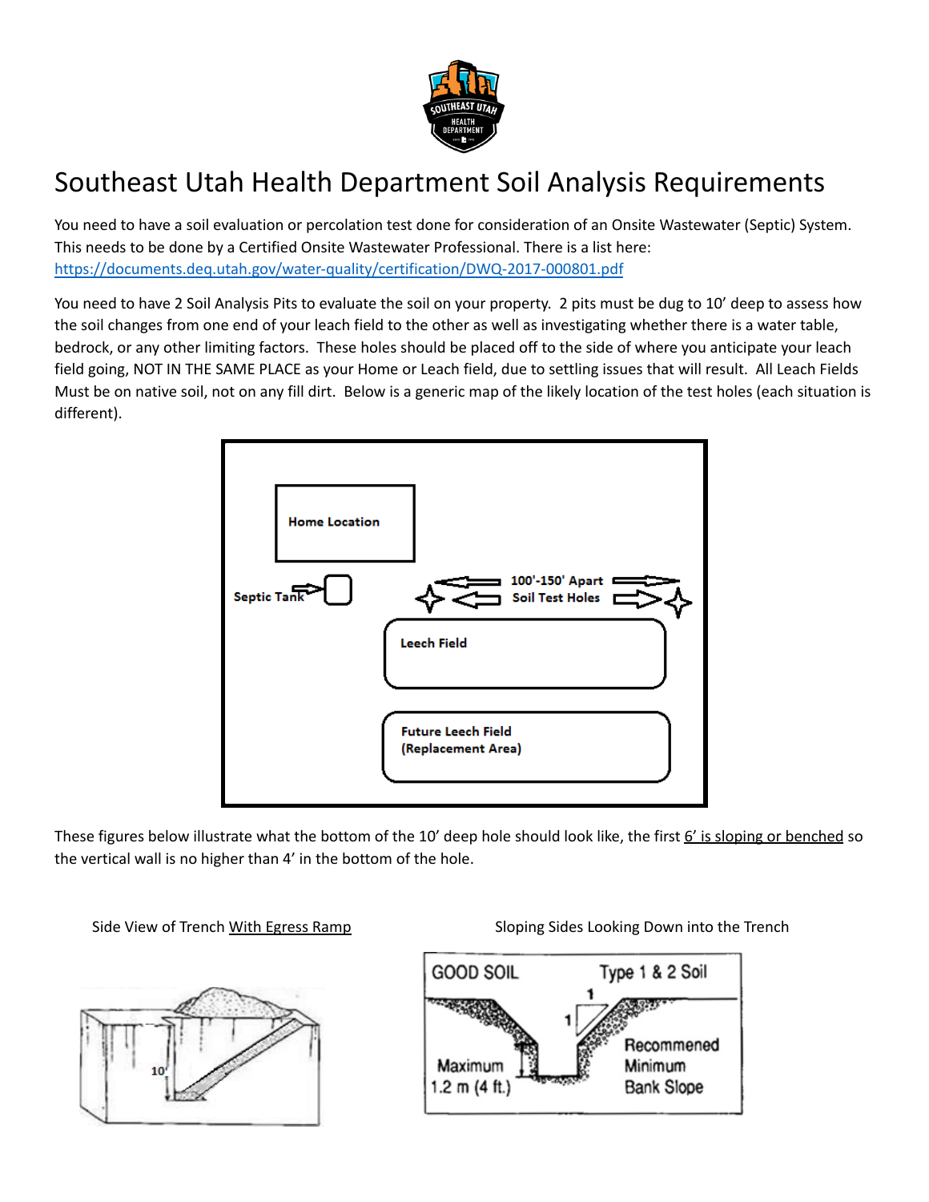# Southeast Utah Health Department Soil Analysis Requirements

You need to have a soil evaluation or percolation test done for consideration of an Onsite Wastewater (Septic) System. This needs to be done by a Certified Onsite Wastewater Professional. There is a list here: [https://documents.deq.utah.gov/water-quality/certification/DWQ-2017-000801.pdf](https://documents.deq.utah.gov/water-quality/certification/DWQ-2017-000801.pdf)

You need to have 2 Soil Analysis Pits to evaluate the soil on your property. 2 pits must be dug to 10' deep to assess how the soil changes from one end of your leach field to the other as well as investigating whether there is a water table, bedrock, or any other limiting factors. These holes should be placed off to the side of where you anticipate your leach field going, NOT IN THE SAME PLACE as your Home or Leach field, due to settling issues that will result. All Leach Fields Must be on native soil, not on any fill dirt. Below is a generic map of the likely location of the test holes (each situation is different).

These figures below illustrate what the bottom of the 10' deep hole should look like, the first <u>6' is sloping or benched</u> so the vertical wall is no higher than 4' in the bottom of the hole.

Side View of Trench <u>With Egress Ramp</u>

Sloping Sides Looking Down into the Trench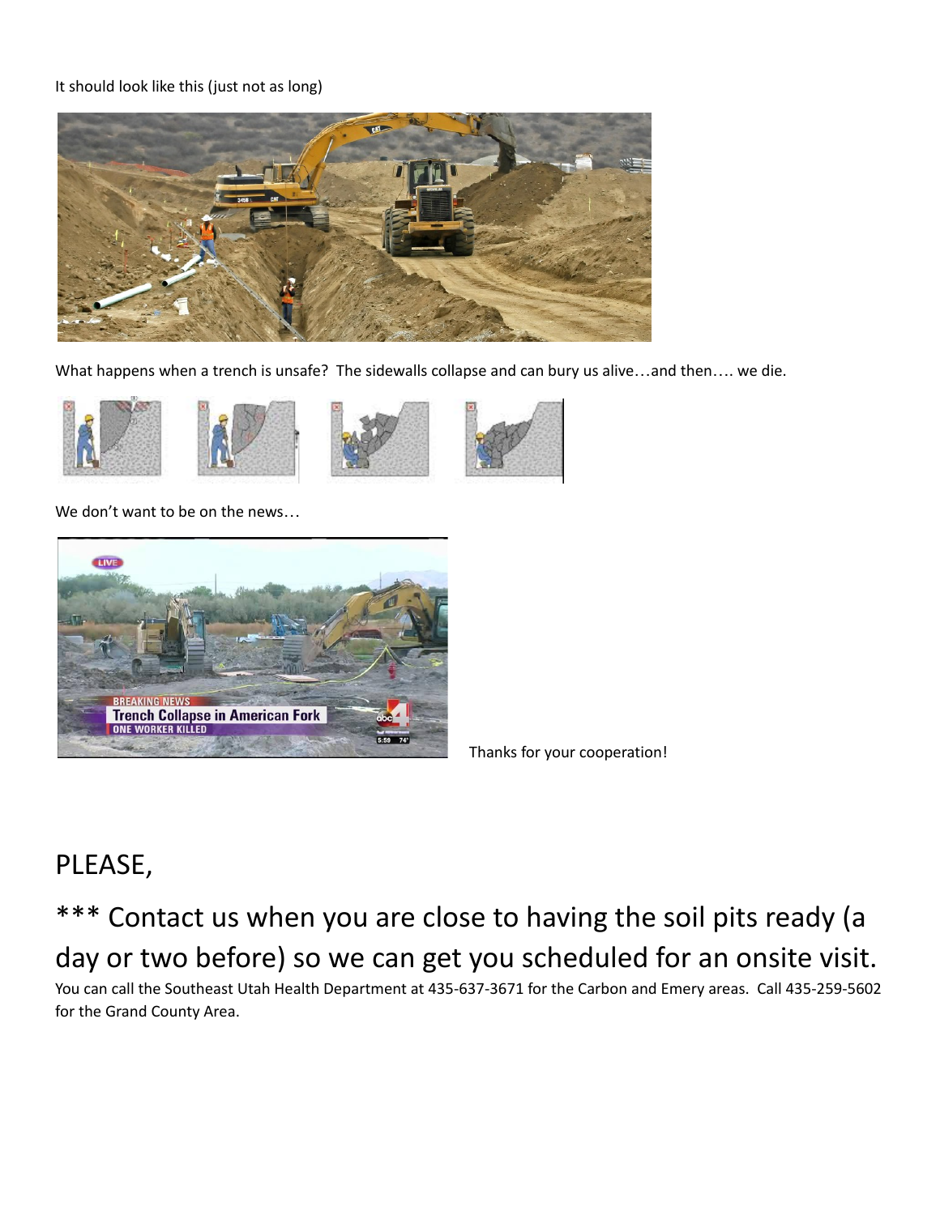It should look like this (just not as long)

What happens when a trench is unsafe? The sidewalls collapse and can bury us alive…and then…. we die.

We don't want to be on the news…

Thanks for your cooperation!

# PLEASE,

## *** Contact us when you are close to having the soil pits ready (a day or two before) so we can get you scheduled for an onsite visit.

You can call the Southeast Utah Health Department at 435-637-3671 for the Carbon and Emery areas. Call 435-259-5602 for the Grand County Area.